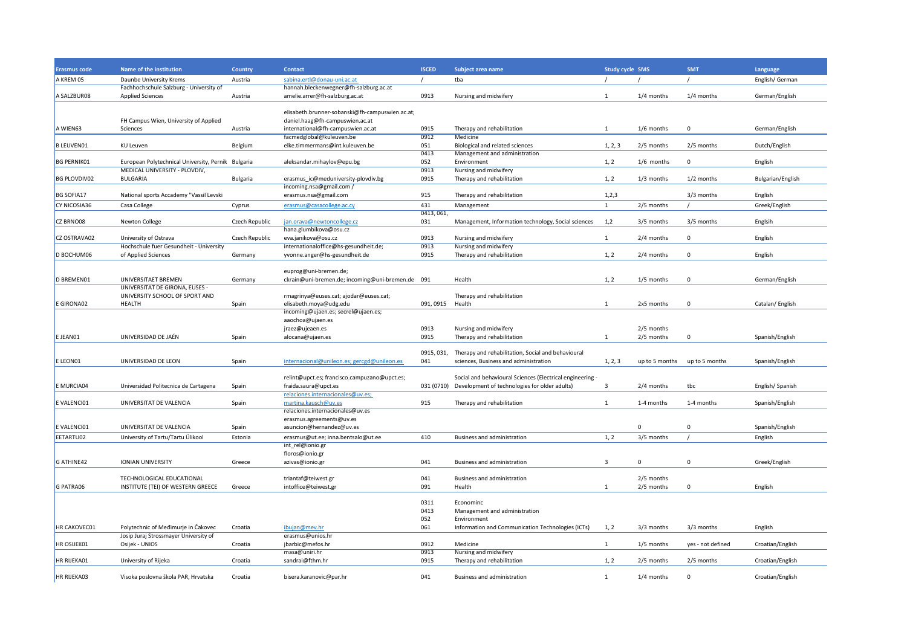| Erasmus code | Name of the institution | Country | Contact | ISCED | Subject area name | Study cycle | SMS | SMT | Language |
|---|---|---|---|---|---|---|---|---|---|
| A KREM 05 | Daunbe University Krems | Austria | sabina.ertl@donau-uni.ac.at | / | tba | / | / | / | English/ German |
| A SALZBUR08 | Fachhochschule Salzburg - University of Applied Sciences | Austria | hannah.bleckenwegner@fh-salzburg.ac.at amelie.arrer@fh-salzburg.ac.at | 0913 | Nursing and midwifery | 1 | 1/4 months | 1/4 months | German/English |
| A WIEN63 | FH Campus Wien, University of Applied Sciences | Austria | elisabeth.brunner-sobanski@fh-campuswien.ac.at; daniel.haag@fh-campuswien.ac.at international@fh-campuswien.ac.at | 0915 | Therapy and rehabilitation | 1 | 1/6 months | 0 | German/English |
| B LEUVEN01 | KU Leuven | Belgium | facmedglobal@kuleuven.be elke.timmermans@int.kuleuven.be | 0912 051 | Medicine Biological and related sciences | 1, 2, 3 | 2/5 months | 2/5 months | Dutch/English |
| BG PERNIK01 | European Polytechnical University, Pernik | Bulgaria | aleksandar.mihaylov@epu.bg | 0413 052 | Management and administration Environment | 1, 2 | 1/6 months | 0 | English |
| BG PLOVDIV02 | MEDICAL UNIVERSITY - PLOVDIV, BULGARIA | Bulgaria | erasmus_ic@meduniversity-plovdiv.bg | 0913 0915 | Nursing and midwifery Therapy and rehabilitation | 1, 2 | 1/3 months | 1/2 months | Bulgarian/English |
| BG SOFIA17 | National sports Accademy "Vassil Levski | | incoming.nsa@gmail.com / erasmus.nsa@gmail.com | 915 | Therapy and rehabilitation | 1,2,3 | | 3/3 months | English |
| CY NICOSIA36 | Casa College | Cyprus | erasmus@casacollege.ac.cy | 431 | Management | 1 | 2/5 months | / | Greek/English |
| CZ BRNO08 | Newton College | Czech Republic | jan.orava@newtoncollege.cz | 0413, 061, 031 | Management, Information technology, Social sciences | 1,2 | 3/5 months | 3/5 months | Englsih |
| CZ OSTRAVA02 | University of Ostrava | Czech Republic | hana.glumbikova@osu.cz eva.janikova@osu.cz | 0913 | Nursing and midwifery | 1 | 2/4 months | 0 | English |
| D BOCHUM06 | Hochschule fuer Gesundheit - University of Applied Sciences | Germany | internationaloffice@hs-gesundheit.de; yvonne.anger@hs-gesundheit.de | 0913 0915 | Nursing and midwifery Therapy and rehabilitation | 1, 2 | 2/4 months | 0 | English |
| D BREMEN01 | UNIVERSITAET BREMEN | Germany | euprog@uni-bremen.de; ckrain@uni-bremen.de; incoming@uni-bremen.de | 091 | Health | 1, 2 | 1/5 months | 0 | German/English |
| E GIRONA02 | UNIVERSITAT DE GIRONA, EUSES - UNIVERSITY SCHOOL OF SPORT AND HEALTH | Spain | rmagrinya@euses.cat; ajodar@euses.cat; elisabeth.moya@udg.edu | 091, 0915 | Therapy and rehabilitation Health | 1 | 2x5 months | 0 | Catalan/ English |
| E JEAN01 | UNIVERSIDAD DE JAÉN | Spain | incoming@ujaen.es; secrel@ujaen.es; aaochoa@ujaen.es jraez@ujeaen.es alocana@ujaen.es | 0913 0915 | Nursing and midwifery Therapy and rehabilitation | 1 | 2/5 months 2/5 months | 0 | Spanish/English |
| E LEON01 | UNIVERSIDAD DE LEON | Spain | internacional@unileon.es; gercgd@unileon.es | 0915, 031, 041 | Therapy and rehabilitation, Social and behavioural sciences, Business and administration | 1, 2, 3 | up to 5 months | up to 5 months | Spanish/English |
| E MURCIA04 | Universdad Politecnica de Cartagena | Spain | relint@upct.es; francisco.campuzano@upct.es; fraida.saura@upct.es | 031 (0710) | Social and behavioural Sciences (Electrical engineering - Development of technologies for older adults) | 3 | 2/4 months | tbc | English/ Spanish |
| E VALENCI01 | UNIVERSITAT DE VALENCIA | Spain | relaciones.internacionales@uv.es; martina.kausch@uv.es | 915 | Therapy and rehabilitation | 1 | 1-4 months | 1-4 months | Spanish/English |
| E VALENCI01 | UNIVERSITAT DE VALENCIA | Spain | relaciones.internacionales@uv.es erasmus.agreements@uv.es asuncion@hernandez@uv.es | | | | 0 | 0 | Spanish/English |
| EETARTU02 | University of Tartu/Tartu Ülikool | Estonia | erasmus@ut.ee; inna.bentsalo@ut.ee | 410 | Business and administration | 1, 2 | 3/5 months | / | English |
| G ATHINE42 | IONIAN UNIVERSITY | Greece | int_rel@ionio.gr floros@ionio.gr azivas@ionio.gr | 041 | Business and administration | 3 | 0 | 0 | Greek/English |
| G PATRA06 | TECHNOLOGICAL EDUCATIONAL INSTITUTE (TEI) OF WESTERN GREECE | Greece | triantaf@teiwest.gr intoffice@teiwest.gr | 041 091 | Business and administration Health | 1 | 2/5 months 2/5 months | 0 | English |
| HR CAKOVEC01 | Polytechnic of Međimurje in Čakovec | Croatia | ibujan@mev.hr | 0311 0413 052 061 | Econominc Management and administration Environment Information and Communication Technologies (ICTs) | 1, 2 | 3/3 months | 3/3 months | English |
| HR OSIJEK01 | Josip Juraj Strossmayer University of Osijek - UNIOS | Croatia | erasmus@unios.hr jbarbic@mefos.hr | 0912 | Medicine | 1 | 1/5 months | yes - not defined | Croatian/English |
| HR RIJEKA01 | University of Rijeka | Croatia | masa@uniri.hr sandrai@fthm.hr | 0913 0915 | Nursing and midwifery Therapy and rehabilitation | 1, 2 | 2/5 months | 2/5 months | Croatian/English |
| HR RIJEKA03 | Visoka poslovna škola PAR, Hrvatska | Croatia | bisera.karanovic@par.hr | 041 | Business and administration | 1 | 1/4 months | 0 | Croatian/English |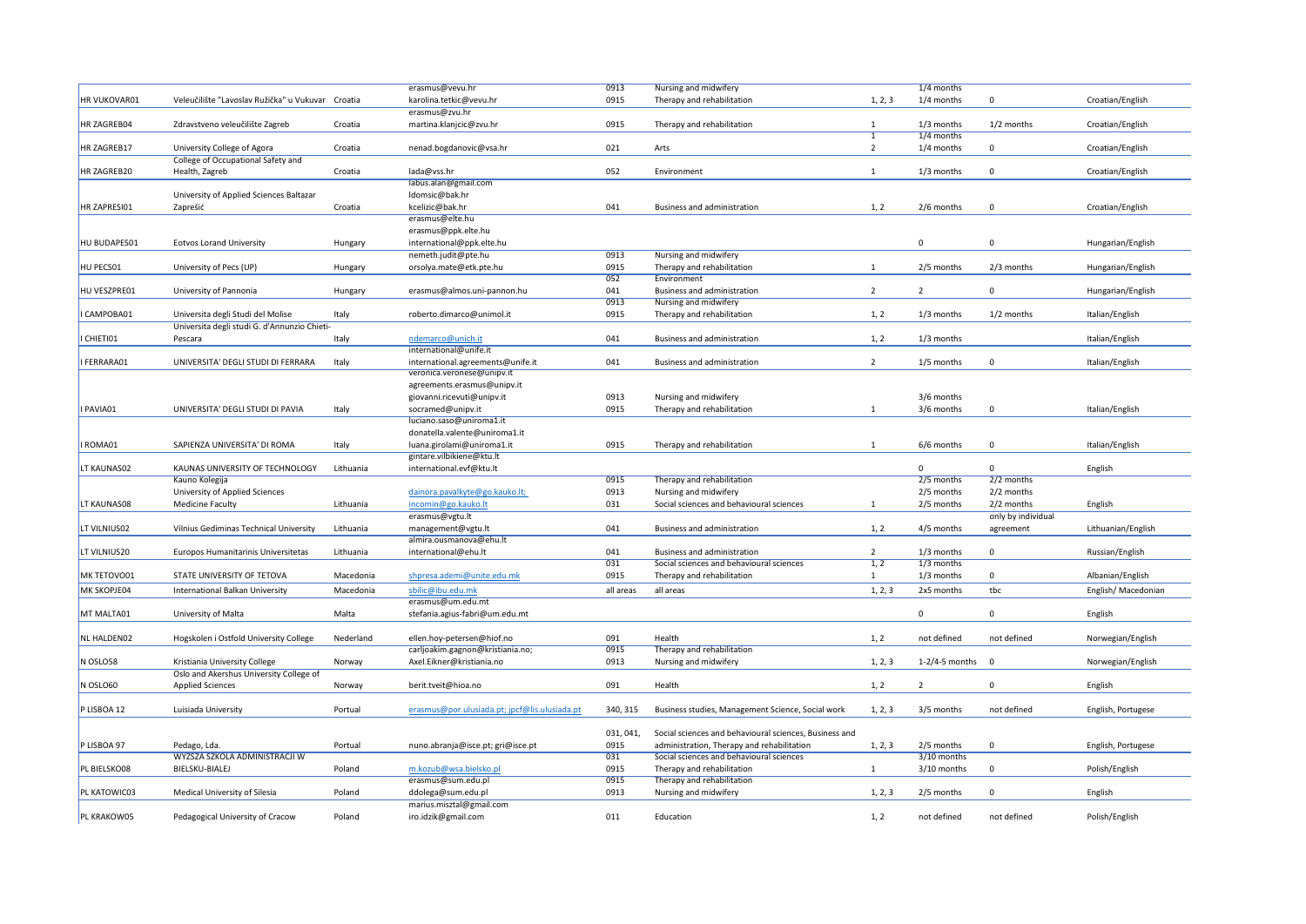| | | | | | | | | | |
|---|---|---|---|---|---|---|---|---|---|
| HR VUKOVAR01 | Veleučilište "Lavoslav Ružička" u Vukuvar | Croatia | erasmus@vevu.hr karolina.tetkic@vevu.hr | 0913 0915 | Nursing and midwifery Therapy and rehabilitation | 1, 2, 3 | 1/4 months 1/4 months | 0 | Croatian/English |
| HR ZAGREB04 | Zdravstveno veleučilište Zagreb | Croatia | erasmus@zvu.hr martina.klanjcic@zvu.hr | 0915 | Therapy and rehabilitation | 1 | 1/3 months | 1/2 months | Croatian/English |
| HR ZAGREB17 | University College of Agora | Croatia | nenad.bogdanovic@vsa.hr | 021 | Arts | 1 2 | 1/4 months 1/4 months | 0 | Croatian/English |
| HR ZAGREB20 | College of Occupational Safety and Health, Zagreb | Croatia | lada@vss.hr | 052 | Environment | 1 | 1/3 months | 0 | Croatian/English |
| HR ZAPRESI01 | University of Applied Sciences Baltazar Zaprešić | Croatia | labus.alan@gmail.com ldomsic@bak.hr kcelizic@bak.hr | 041 | Business and administration | 1, 2 | 2/6 months | 0 | Croatian/English |
| HU BUDAPES01 | Eotvos Lorand University | Hungary | erasmus@elte.hu erasmus@ppk.elte.hu international@ppk.elte.hu | | | | 0 | 0 | Hungarian/English |
| HU PECS01 | University of Pecs (UP) | Hungary | nemeth.judit@pte.hu orsolya.mate@etk.pte.hu | 0913 0915 | Nursing and midwifery Therapy and rehabilitation | 1 | 2/5 months | 2/3 months | Hungarian/English |
| HU VESZPRE01 | University of Pannonia | Hungary | erasmus@almos.uni-pannon.hu | 052 041 | Environment Business and administration | 2 | 2 | 0 | Hungarian/English |
| I CAMPOBA01 | Universita degli Studi del Molise | Italy | roberto.dimarco@unimol.it | 0913 0915 | Nursing and midwifery Therapy and rehabilitation | 1, 2 | 1/3 months | 1/2 months | Italian/English |
| I CHIETI01 | Universita degli studi G. d'Annunzio Chieti-Pescara | Italy | ndemarco@unich.it | 041 | Business and administration | 1, 2 | 1/3 months | | Italian/English |
| I FERRARA01 | UNIVERSITA' DEGLI STUDI DI FERRARA | Italy | international@unife.it international.agreements@unife.it | 041 | Business and administration | 2 | 1/5 months | 0 | Italian/English |
| I PAVIA01 | UNIVERSITA' DEGLI STUDI DI PAVIA | Italy | veronica.veronese@unipv.it agreements.erasmus@unipv.it giovanni.ricevuti@unipv.it socramed@unipv.it | 0913 0915 | Nursing and midwifery Therapy and rehabilitation | 1 | 3/6 months 3/6 months | 0 | Italian/English |
| I ROMA01 | SAPIENZA UNIVERSITA' DI ROMA | Italy | luciano.saso@uniroma1.it donatella.valente@uniroma1.it luana.girolami@uniroma1.it | 0915 | Therapy and rehabilitation | 1 | 6/6 months | 0 | Italian/English |
| LT KAUNAS02 | KAUNAS UNIVERSITY OF TECHNOLOGY | Lithuania | gintare.vilbikiene@ktu.lt international.evf@ktu.lt | | | | 0 | 0 | English |
| LT KAUNAS08 | Kauno Kolegija University of Applied Sciences Medicine Faculty | Lithuania | dainora.pavalkyte@go.kauko.lt; incomin@go.kauko.lt | 0915 0913 031 | Therapy and rehabilitation Nursing and midwifery Social sciences and behavioural sciences | 1 | 2/5 months 2/5 months 2/5 months | 2/2 months 2/2 months 2/2 months | English |
| LT VILNIUS02 | Vilnius Gediminas Technical University | Lithuania | erasmus@vgtu.lt management@vgtu.lt | 041 | Business and administration | 1, 2 | 4/5 months | only by individual agreement | Lithuanian/English |
| LT VILNIUS20 | Europos Humanitarinis Universitetas | Lithuania | almira.ousmanova@ehu.lt international@ehu.lt | 041 | Business and administration | 2 | 1/3 months | 0 | Russian/English |
| MK TETOVO01 | STATE UNIVERSITY OF TETOVA | Macedonia | shpresa.ademi@unite.edu.mk | 031 0915 | Social sciences and behavioural sciences Therapy and rehabilitation | 1, 2 1 | 1/3 months 1/3 months | 0 | Albanian/English |
| MK SKOPJE04 | International Balkan University | Macedonia | sbilic@ibu.edu.mk | all areas | all areas | 1, 2, 3 | 2x5 months | tbc | English/ Macedonian |
| MT MALTA01 | University of Malta | Malta | erasmus@um.edu.mt stefania.agius-fabri@um.edu.mt | | | | 0 | 0 | English |
| NL HALDEN02 | Hogskolen i Ostfold University College | Nederland | ellen.hoy-petersen@hiof.no | 091 | Health | 1, 2 | not defined | not defined | Norwegian/English |
| N OSLO58 | Kristiania University College | Norway | carljoakim.gagnon@kristiania.no; Axel.Eikner@kristiania.no | 0915 0913 | Therapy and rehabilitation Nursing and midwifery | 1, 2, 3 | 1-2/4-5 months | 0 | Norwegian/English |
| N OSLO60 | Oslo and Akershus University College of Applied Sciences | Norway | berit.tveit@hioa.no | 091 | Health | 1, 2 | 2 | 0 | English |
| P LISBOA 12 | Luisiada University | Portual | erasmus@por.ulusiada.pt; jpcf@lis.ulusiada.pt | 340, 315 | Business studies, Management Science, Social work | 1, 2, 3 | 3/5 months | not defined | English, Portugese |
| P LISBOA 97 | Pedago, Lda. | Portual | nuno.abranja@isce.pt; gri@isce.pt | 031, 041, 0915 | Social sciences and behavioural sciences, Business and administration, Therapy and rehabilitation | 1, 2, 3 | 2/5 months | 0 | English, Portugese |
| PL BIELSKO08 | WYZSZA SZKOLA ADMINISTRACJI W BIELSKU-BIALEJ | Poland | m.kozub@wsa.bielsko.pl | 031 0915 | Social sciences and behavioural sciences Therapy and rehabilitation | 1 | 3/10 months 3/10 months | 0 | Polish/English |
| PL KATOWIC03 | Medical University of Silesia | Poland | erasmus@sum.edu.pl ddolega@sum.edu.pl | 0915 0913 | Therapy and rehabilitation Nursing and midwifery | 1, 2, 3 | 2/5 months | 0 | English |
| PL KRAKOW05 | Pedagogical University of Cracow | Poland | marius.misztal@gmail.com iro.idzik@gmail.com | 011 | Education | 1, 2 | not defined | not defined | Polish/English |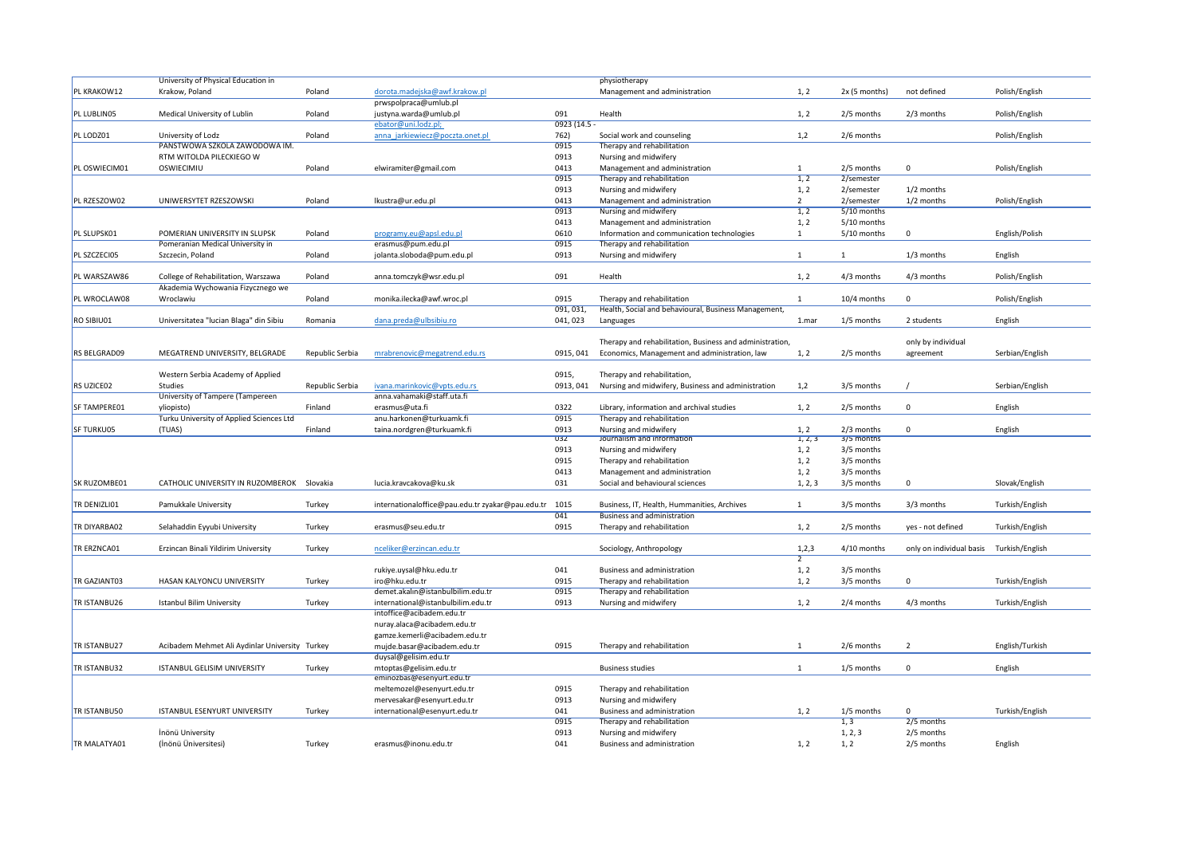| | | | | | | | | | |
|---|---|---|---|---|---|---|---|---|---|
| PL KRAKOW12 | University of Physical Education in Krakow, Poland | Poland | dorota.madejska@awf.krakow.pl | | physiotherapy Management and administration | 1, 2 | 2x (5 months) | not defined | Polish/English |
| PL LUBLIN05 | Medical University of Lublin | Poland | prwspolpraca@umlub.pl justyna.warda@umlub.pl | 091 | Health | 1, 2 | 2/5 months | 2/3 months | Polish/English |
| PL LODZ01 | University of Lodz | Poland | ebator@uni.lodz.pl; anna_jarkiewiecz@poczta.onet.pl | 0923 (14.5 - 762) | Social work and counseling | 1,2 | 2/6 months | | Polish/English |
| PL OSWIECIM01 | PANSTWOWA SZKOLA ZAWODOWA IM. RTM WITOLDA PILECKIEGO W OSWIECIMIU | Poland | elwiramiter@gmail.com | 0915<br>0913<br>0413 | Therapy and rehabilitation<br>Nursing and midwifery<br>Management and administration | 1 | 2/5 months | 0 | Polish/English |
| PL RZESZOW02 | UNIWERSYTET RZESZOWSKI | Poland | lkustra@ur.edu.pl | 0915<br>0913<br>0413 | Therapy and rehabilitation<br>Nursing and midwifery<br>Management and administration | 1, 2<br>1, 2<br>2 | 2/semester<br>2/semester<br>2/semester | <br>1/2 months<br>1/2 months | Polish/English |
| PL SLUPSK01 | POMERIAN UNIVERSITY IN SLUPSK | Poland | programy.eu@apsl.edu.pl | 0913<br>0413<br>0610 | Nursing and midwifery<br>Management and administration<br>Information and communication technologies | 1, 2<br>1, 2<br>1 | 5/10 months<br>5/10 months<br>5/10 months | 0 | English/Polish |
| PL SZCZECI05 | Pomeranian Medical University in Szczecin, Poland | Poland | erasmus@pum.edu.pl jolanta.sloboda@pum.edu.pl | 0915<br>0913 | Therapy and rehabilitation<br>Nursing and midwifery | 1 | 1 | 1/3 months | English |
| PL WARSZAW86 | College of Rehabilitation, Warszawa | Poland | anna.tomczyk@wsr.edu.pl | 091 | Health | 1, 2 | 4/3 months | 4/3 months | Polish/English |
| PL WROCLAW08 | Akademia Wychowania Fizycznego we Wroclawiu | Poland | monika.ilecka@awf.wroc.pl | 0915 | Therapy and rehabilitation | 1 | 10/4 months | 0 | Polish/English |
| RO SIBIU01 | Universitatea "lucian Blaga" din Sibiu | Romania | dana.preda@ulbsibiu.ro | 091, 031, 041, 023 | Health, Social and behavioural, Business Management, Languages | 1.mar | 1/5 months | 2 students | English |
| RS BELGRAD09 | MEGATREND UNIVERSITY, BELGRADE | Republic Serbia | mrabrenovic@megatrend.edu.rs | 0915, 041 | Therapy and rehabilitation, Business and administration, Economics, Management and administration, law | 1, 2 | 2/5 months | only by individual agreement | Serbian/English |
| RS UZICE02 | Western Serbia Academy of Applied Studies | Republic Serbia | ivana.marinkovic@vpts.edu.rs | 0915, 0913, 041 | Therapy and rehabilitation, Nursing and midwifery, Business and administration | 1,2 | 3/5 months | / | Serbian/English |
| SF TAMPERE01 | University of Tampere (Tampereen yliopisto) | Finland | anna.vahamaki@staff.uta.fi erasmus@uta.fi | 0322 | Library, information and archival studies | 1, 2 | 2/5 months | 0 | English |
| SF TURKU05 | Turku University of Applied Sciences Ltd (TUAS) | Finland | anu.harkonen@turkuamk.fi taina.nordgren@turkuamk.fi | 0915<br>0913 | Therapy and rehabilitation<br>Nursing and midwifery | 1, 2 | 2/3 months | 0 | English |
| SK RUZOMBE01 | CATHOLIC UNIVERSITY IN RUZOMBEROK | Slovakia | lucia.kravcakova@ku.sk | 032<br>0913<br>0915<br>0413<br>031 | Journalism and information<br>Nursing and midwifery<br>Therapy and rehabilitation<br>Management and administration<br>Social and behavioural sciences | 1, 2, 3<br>1, 2<br>1, 2<br>1, 2<br>1, 2, 3 | 3/5 months<br>3/5 months<br>3/5 months<br>3/5 months<br>3/5 months | 0 | Slovak/English |
| TR DENIZLI01 | Pamukkale University | Turkey | internationaloffice@pau.edu.tr zyakar@pau.edu.tr | 1015 | Business, IT, Health, Hummanities, Archives | 1 | 3/5 months | 3/3 months | Turkish/English |
| TR DIYARBA02 | Selahaddin Eyyubi University | Turkey | erasmus@seu.edu.tr | 041<br>0915 | Business and administration<br>Therapy and rehabilitation | 1, 2 | 2/5 months | yes - not defined | Turkish/English |
| TR ERZNCA01 | Erzincan Binali Yildirim University | Turkey | nceliker@erzincan.edu.tr | | Sociology, Anthropology | 1,2,3 | 4/10 months | only on individual basis | Turkish/English |
| TR GAZIANT03 | HASAN KALYONCU UNIVERSITY | Turkey | rukiye.uysal@hku.edu.tr iro@hku.edu.tr | 041<br>0915 | Business and administration<br>Therapy and rehabilitation | 2<br>1, 2<br>1, 2 | <br>3/5 months<br>3/5 months | 0 | Turkish/English |
| TR ISTANBU26 | Istanbul Bilim University | Turkey | demet.akalin@istanbulbilim.edu.tr international@istanbulbilim.edu.tr | 0915<br>0913 | Therapy and rehabilitation<br>Nursing and midwifery | 1, 2 | 2/4 months | 4/3 months | Turkish/English |
| TR ISTANBU27 | Acibadem Mehmet Ali Aydinlar University | Turkey | intoffice@acibadem.edu.tr nuray.alaca@acibadem.edu.tr gamze.kemerli@acibadem.edu.tr mujde.basar@acibadem.edu.tr | 0915 | Therapy and rehabilitation | 1 | 2/6 months | 2 | English/Turkish |
| TR ISTANBU32 | ISTANBUL GELISIM UNIVERSITY | Turkey | duysal@gelisim.edu.tr mtoptas@gelisim.edu.tr | | Business studies | 1 | 1/5 months | 0 | English |
| TR ISTANBU50 | ISTANBUL ESENYURT UNIVERSITY | Turkey | eminozbas@esenyurt.edu.tr meltemozel@esenyurt.edu.tr mervesakar@esenyurt.edu.tr international@esenyurt.edu.tr | 0915<br>0913<br>041 | Therapy and rehabilitation<br>Nursing and midwifery<br>Business and administration | 1, 2 | 1/5 months | 0 | Turkish/English |
| TR MALATYA01 | İnönü University (İnönü Üniversitesi) | Turkey | erasmus@inonu.edu.tr | 0915<br>0913<br>041 | Therapy and rehabilitation<br>Nursing and midwifery<br>Business and administration | 1, 2 | 1, 3<br>1, 2, 3<br>1, 2 | 2/5 months<br>2/5 months<br>2/5 months | English |